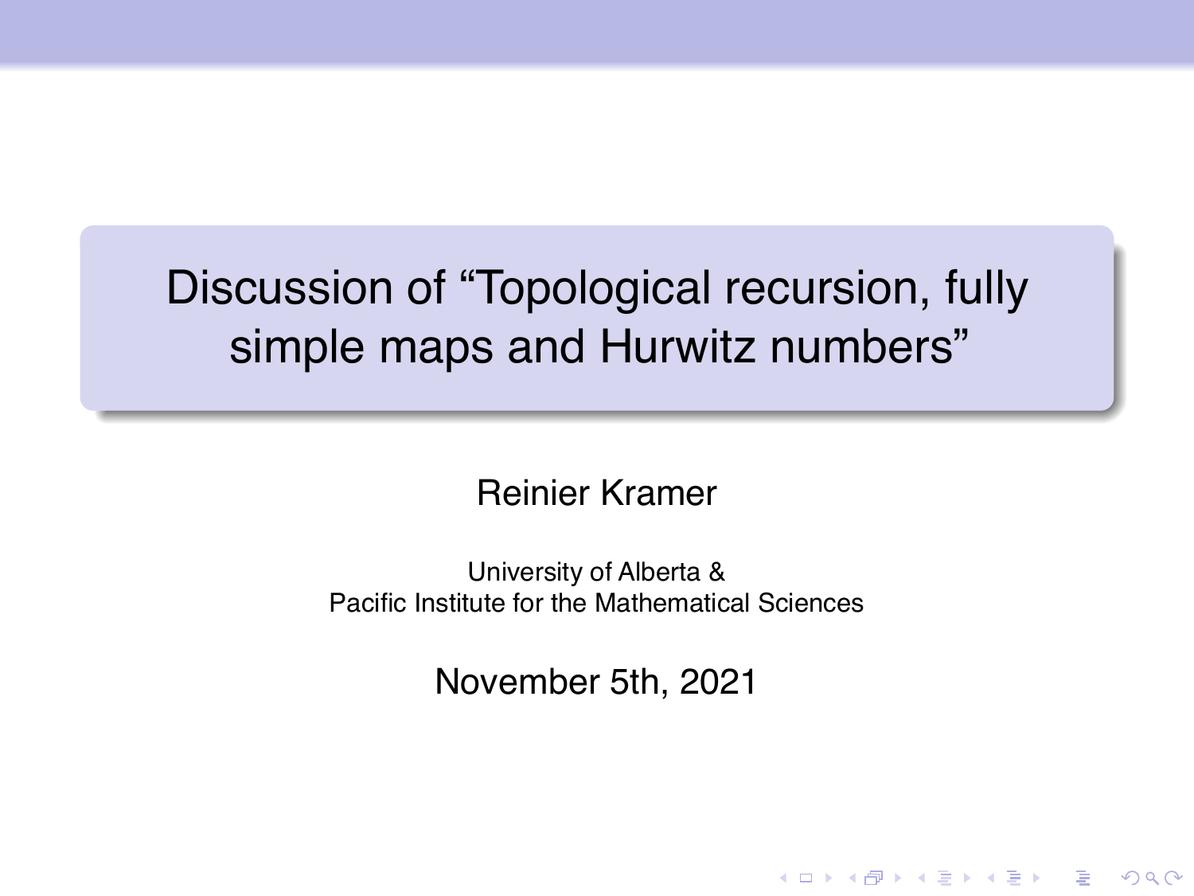# Discussion of “Topological recursion, fully simple maps and Hurwitz numbers”

Reinier Kramer

University of Alberta &
Pacific Institute for the Mathematical Sciences

November 5th, 2021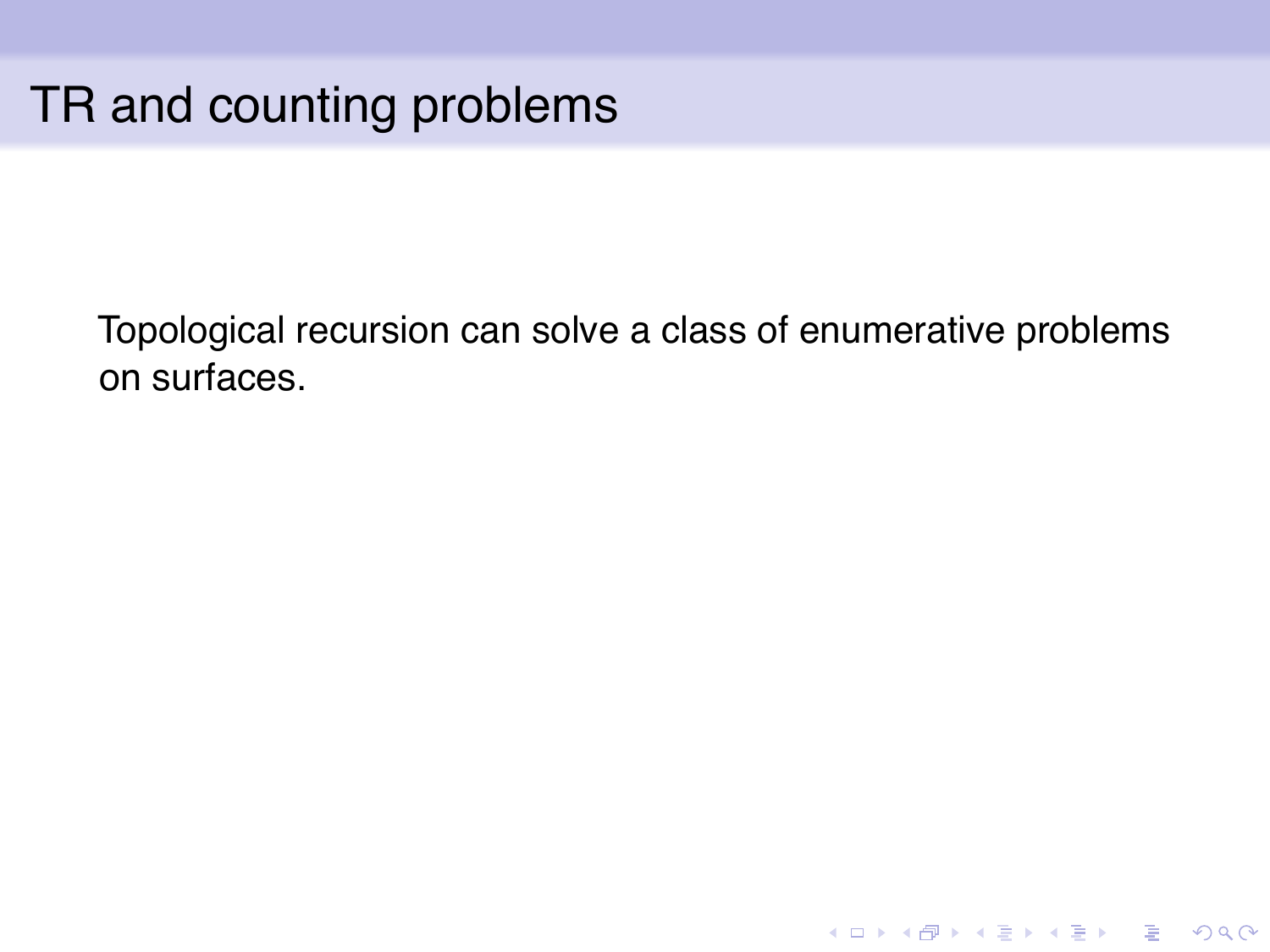# TR and counting problems

Topological recursion can solve a class of enumerative problems on surfaces.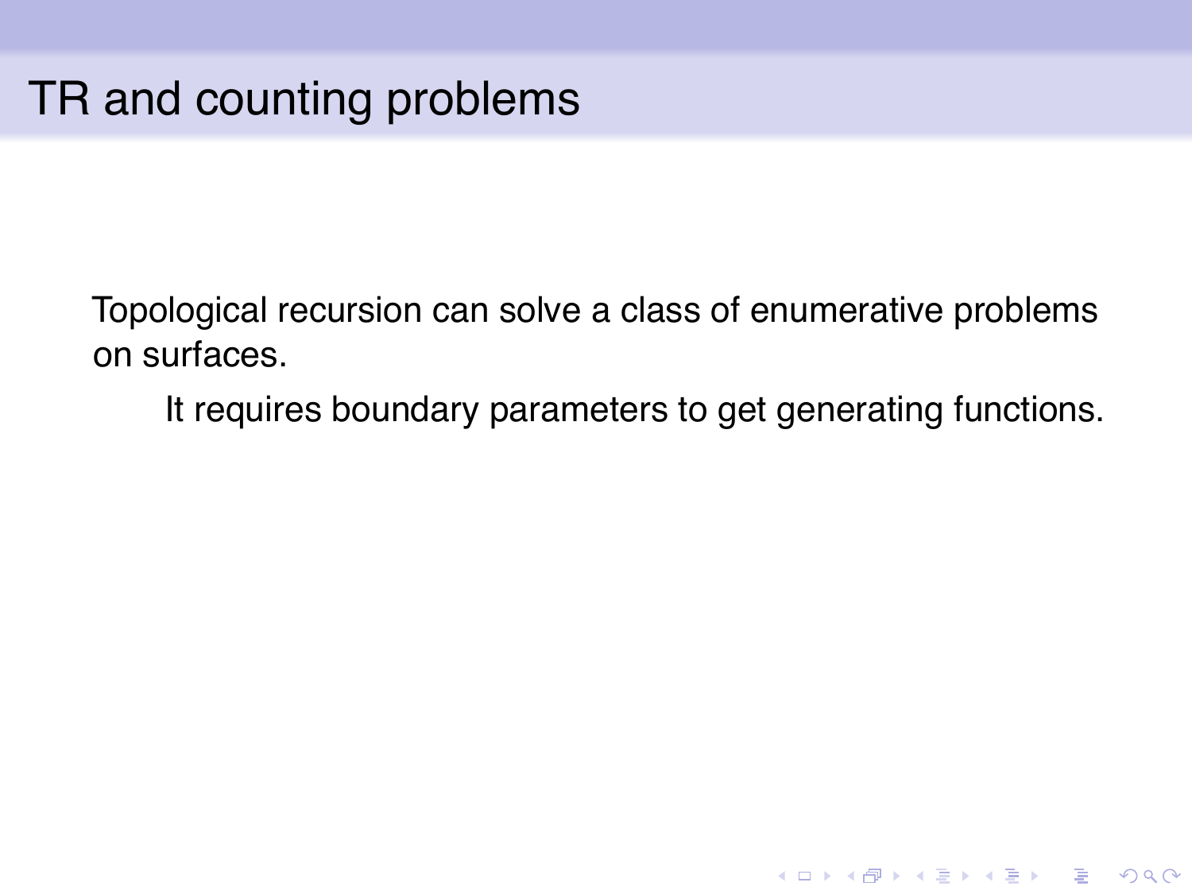# TR and counting problems

Topological recursion can solve a class of enumerative problems on surfaces.

> It requires boundary parameters to get generating functions.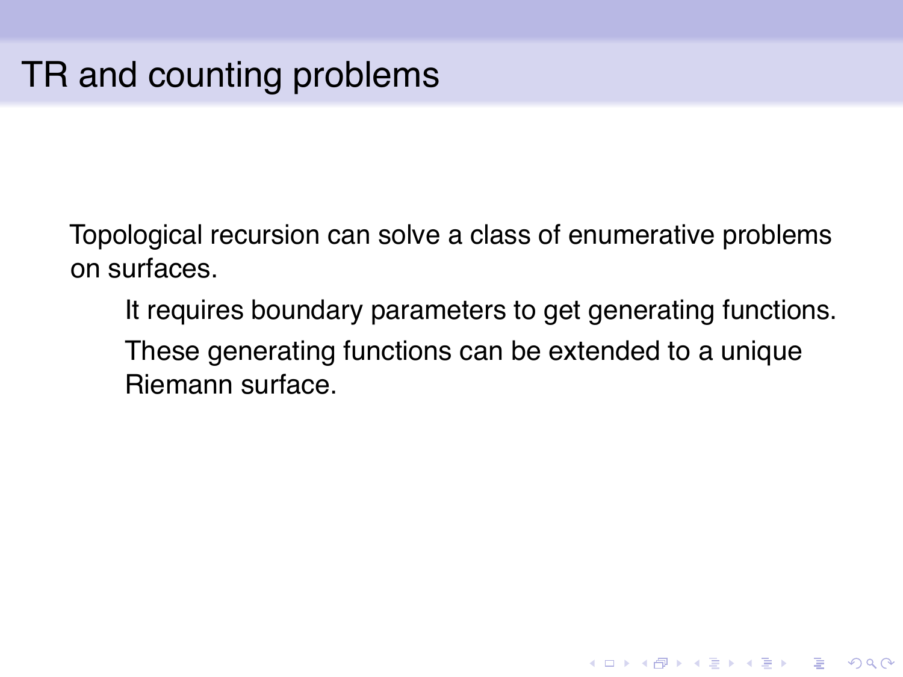# TR and counting problems

Topological recursion can solve a class of enumerative problems on surfaces.

- It requires boundary parameters to get generating functions.
- These generating functions can be extended to a unique Riemann surface.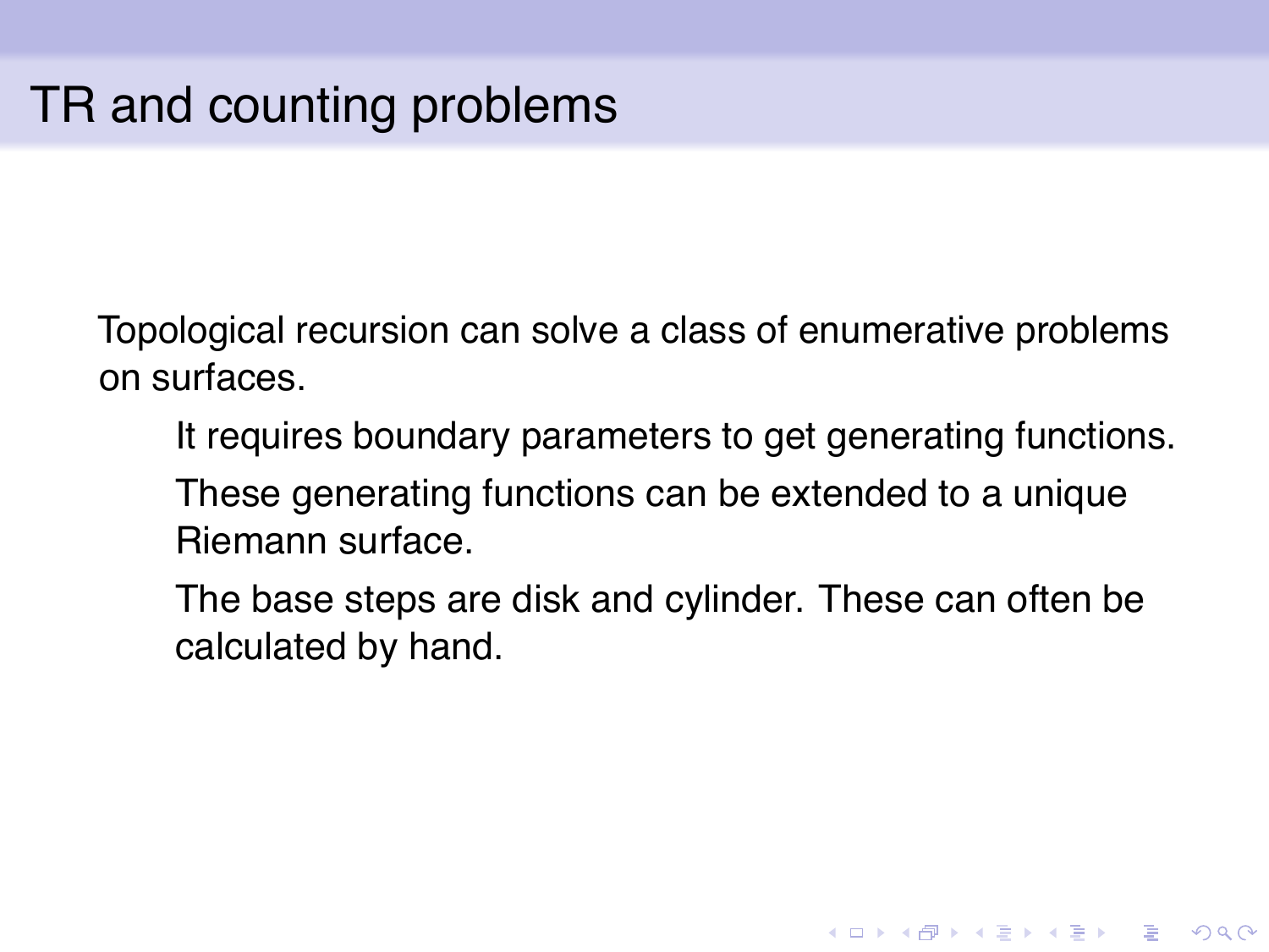# TR and counting problems

Topological recursion can solve a class of enumerative problems on surfaces.

- It requires boundary parameters to get generating functions.
- These generating functions can be extended to a unique Riemann surface.
- The base steps are disk and cylinder. These can often be calculated by hand.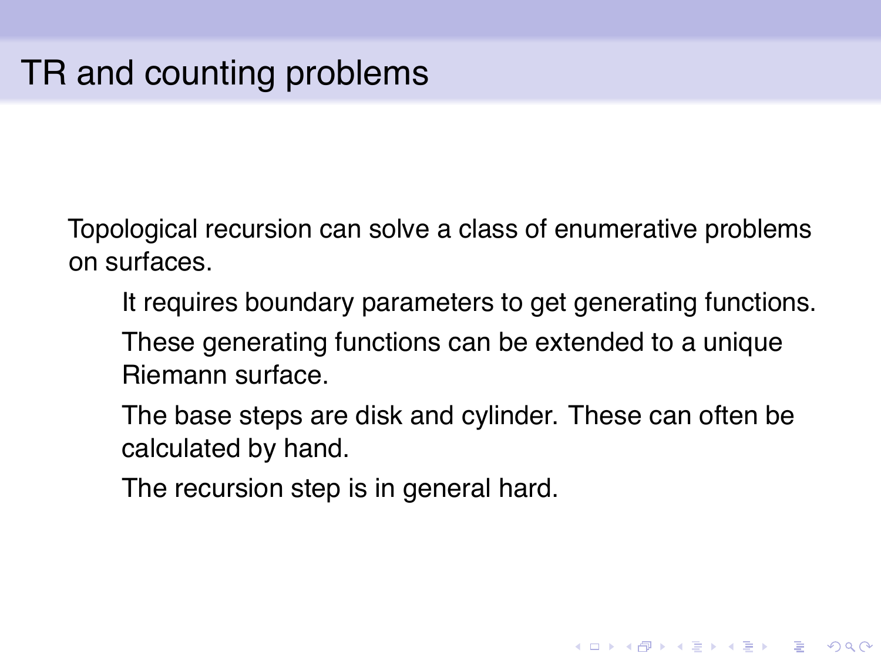# TR and counting problems

Topological recursion can solve a class of enumerative problems on surfaces.

- It requires boundary parameters to get generating functions.
- These generating functions can be extended to a unique Riemann surface.
- The base steps are disk and cylinder. These can often be calculated by hand.
- The recursion step is in general hard.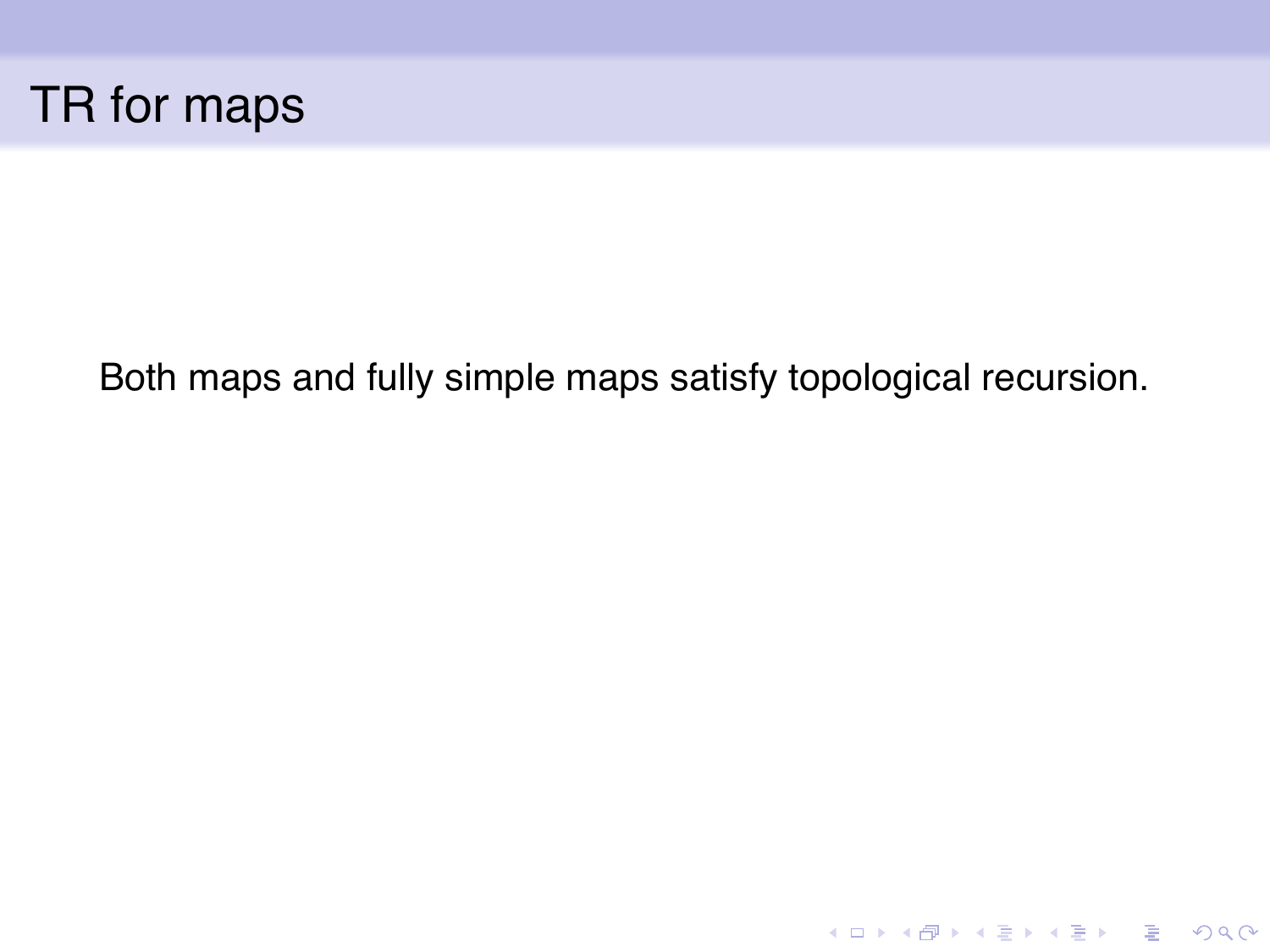# TR for maps

Both maps and fully simple maps satisfy topological recursion.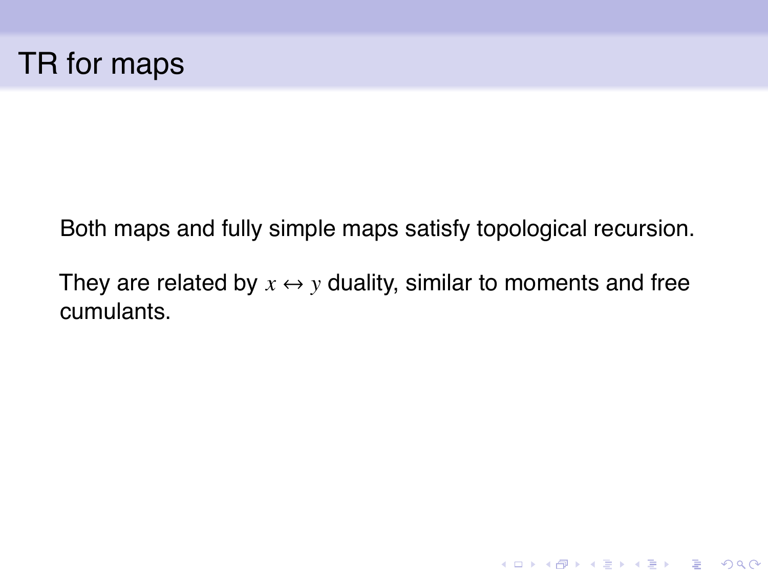# TR for maps

Both maps and fully simple maps satisfy topological recursion.

They are related by $x \leftrightarrow y$ duality, similar to moments and free cumulants.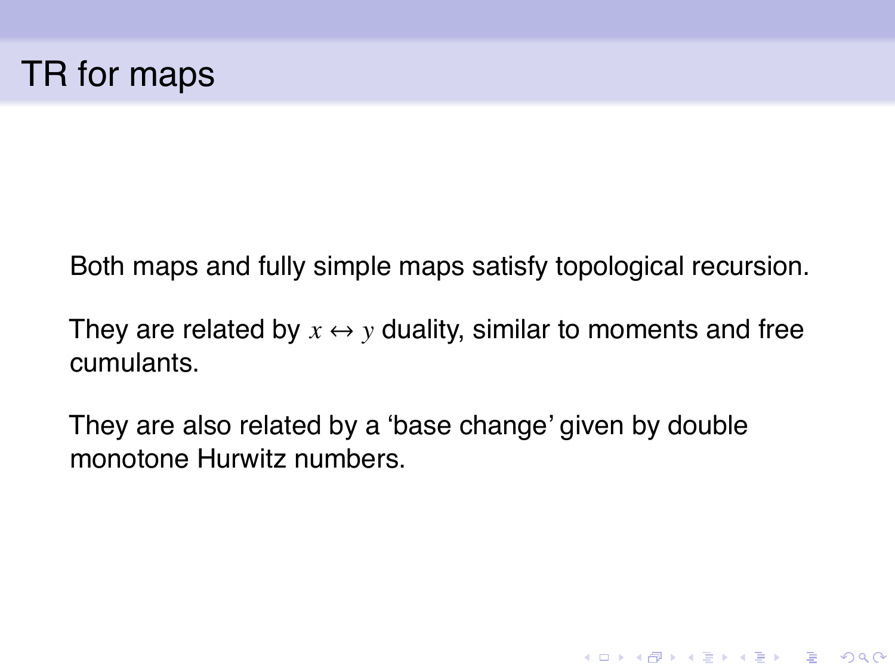# TR for maps

Both maps and fully simple maps satisfy topological recursion.

They are related by $x \leftrightarrow y$ duality, similar to moments and free cumulants.

They are also related by a 'base change' given by double monotone Hurwitz numbers.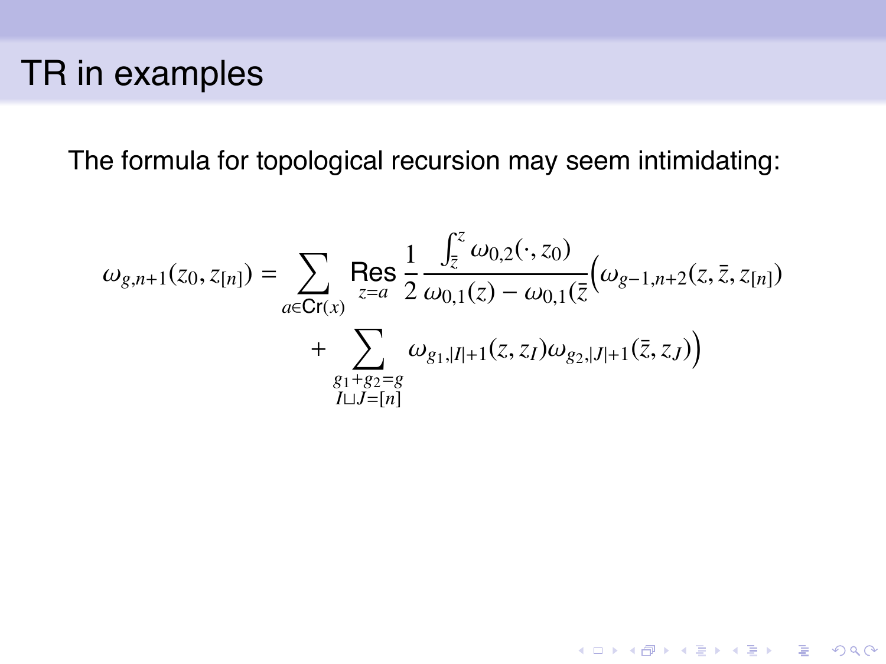# TR in examples

The formula for topological recursion may seem intimidating:

$$\omega_{g,n+1}(z_0, z_{[n]}) = \sum_{a \in \mathsf{Cr}(x)} \operatorname*{Res}_{z=a} \frac{1}{2} \frac{\int_{\bar{z}}^{z} \omega_{0,2}(\cdot, z_0)}{\omega_{0,1}(z) - \omega_{0,1}(\bar{z}} \Big( \omega_{g-1,n+2}(z, \bar{z}, z_{[n]}) + \sum_{\substack{g_1+g_2=g \\ I \sqcup J = [n]}} \omega_{g_1,|I|+1}(z, z_I) \omega_{g_2,|J|+1}(\bar{z}, z_J) \Big)$$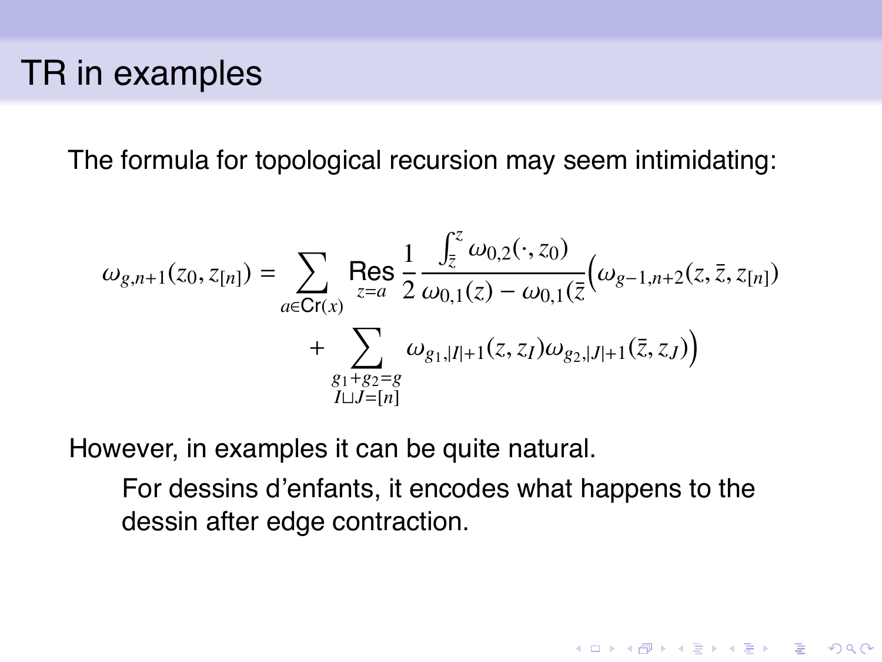# TR in examples

The formula for topological recursion may seem intimidating:

$$\omega_{g,n+1}(z_0, z_{[n]}) = \sum_{a \in \mathrm{Cr}(x)} \operatorname*{Res}_{z=a} \frac{1}{2} \frac{\int_{\bar{z}}^{z} \omega_{0,2}(\cdot, z_0)}{\omega_{0,1}(z) - \omega_{0,1}(\bar{z}} \Big( \omega_{g-1,n+2}(z, \bar{z}, z_{[n]}) + \sum_{\substack{g_1+g_2=g \\ I \sqcup J = [n]}} \omega_{g_1,|I|+1}(z, z_I) \omega_{g_2,|J|+1}(\bar{z}, z_J) \Big)$$

However, in examples it can be quite natural.

> For dessins d'enfants, it encodes what happens to the dessin after edge contraction.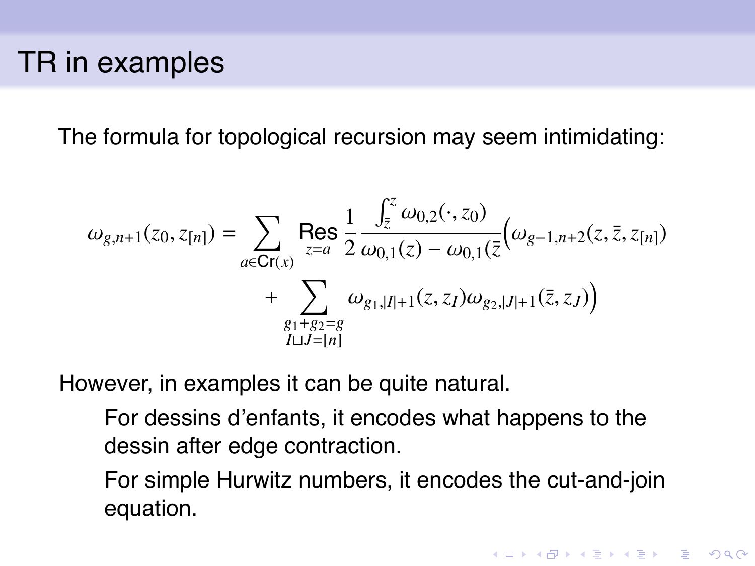# TR in examples

The formula for topological recursion may seem intimidating:

$$\omega_{g,n+1}(z_0, z_{[n]}) = \sum_{a \in \mathsf{Cr}(x)} \operatorname*{Res}_{z=a} \frac{1}{2} \frac{\int_{\bar{z}}^{z} \omega_{0,2}(\cdot, z_0)}{\omega_{0,1}(z) - \omega_{0,1}(\bar{z}} \Big( \omega_{g-1,n+2}(z, \bar{z}, z_{[n]}) + \sum_{\substack{g_1+g_2=g \\ I \sqcup J = [n]}} \omega_{g_1,|I|+1}(z, z_I) \omega_{g_2,|J|+1}(\bar{z}, z_J) \Big)$$

However, in examples it can be quite natural.

- For dessins d'enfants, it encodes what happens to the dessin after edge contraction.
- For simple Hurwitz numbers, it encodes the cut-and-join equation.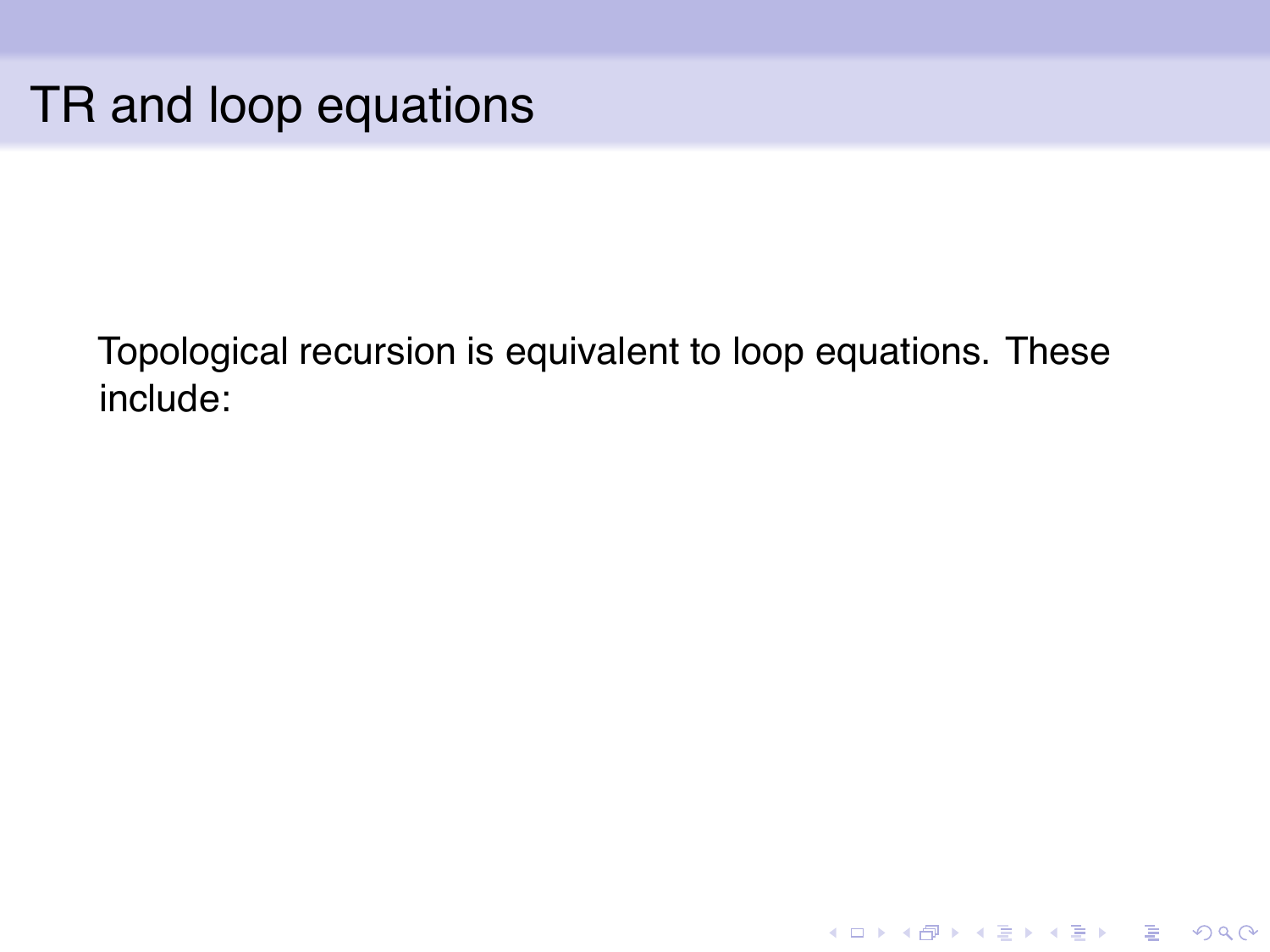# TR and loop equations

Topological recursion is equivalent to loop equations. These include: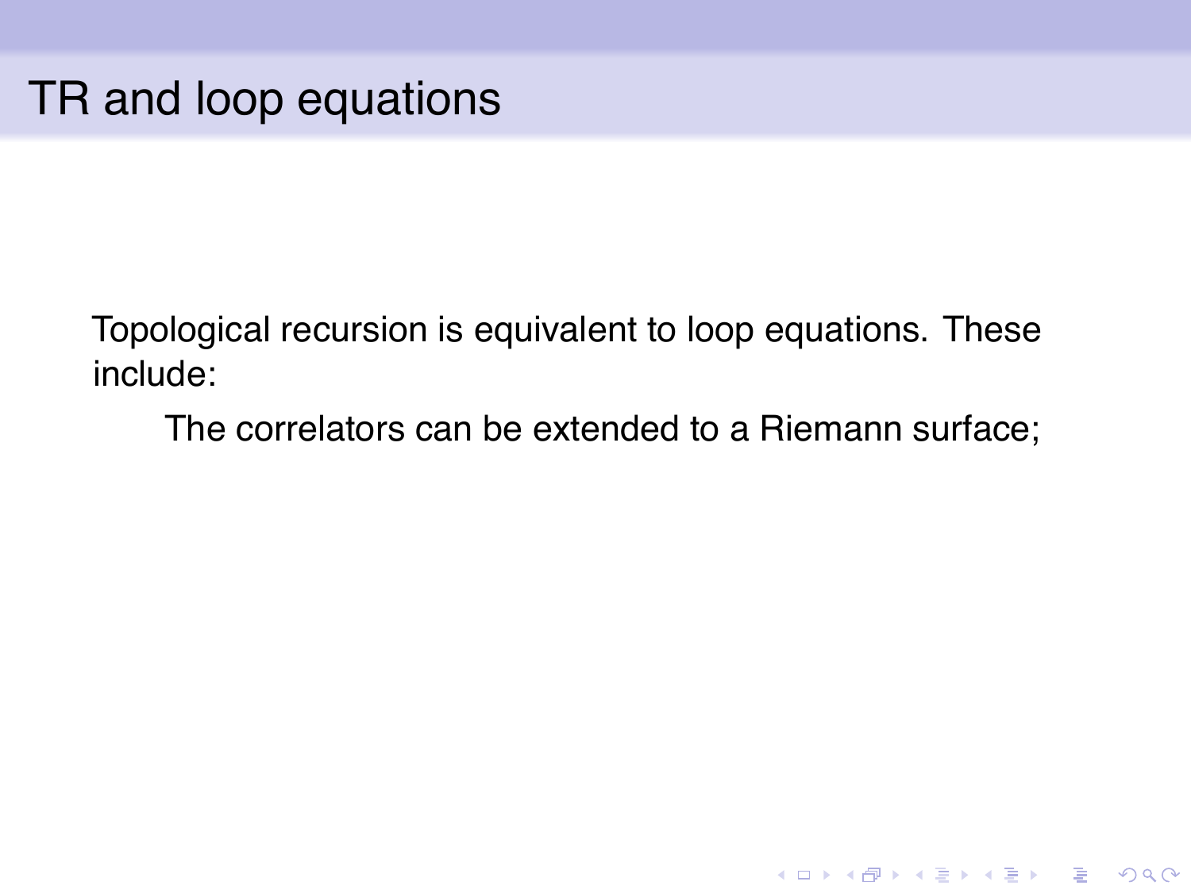# TR and loop equations

Topological recursion is equivalent to loop equations. These include:

> The correlators can be extended to a Riemann surface;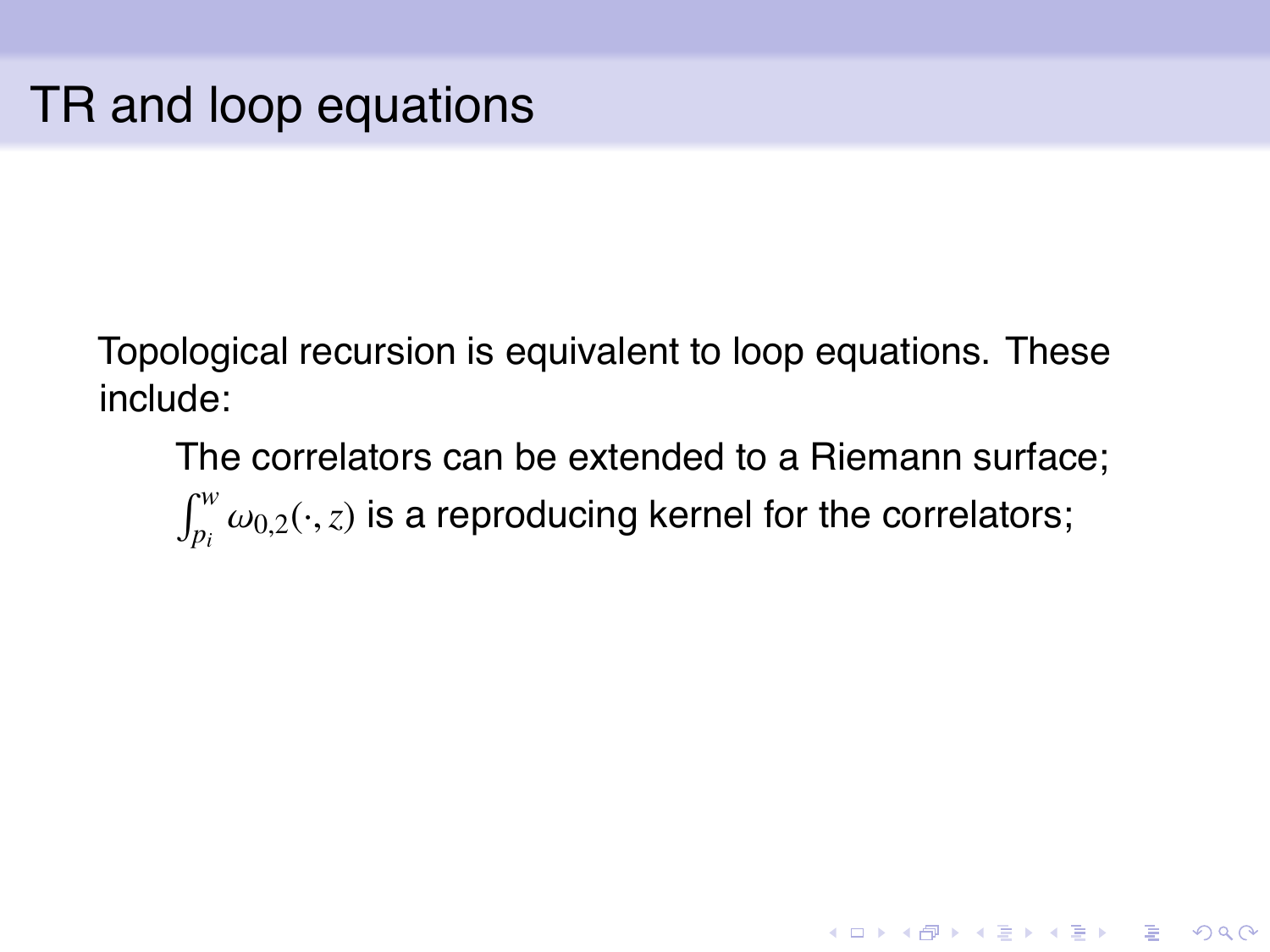# TR and loop equations

Topological recursion is equivalent to loop equations. These include:

- The correlators can be extended to a Riemann surface;
- $\int_{p_i}^{w} \omega_{0,2}(\cdot, z)$ is a reproducing kernel for the correlators;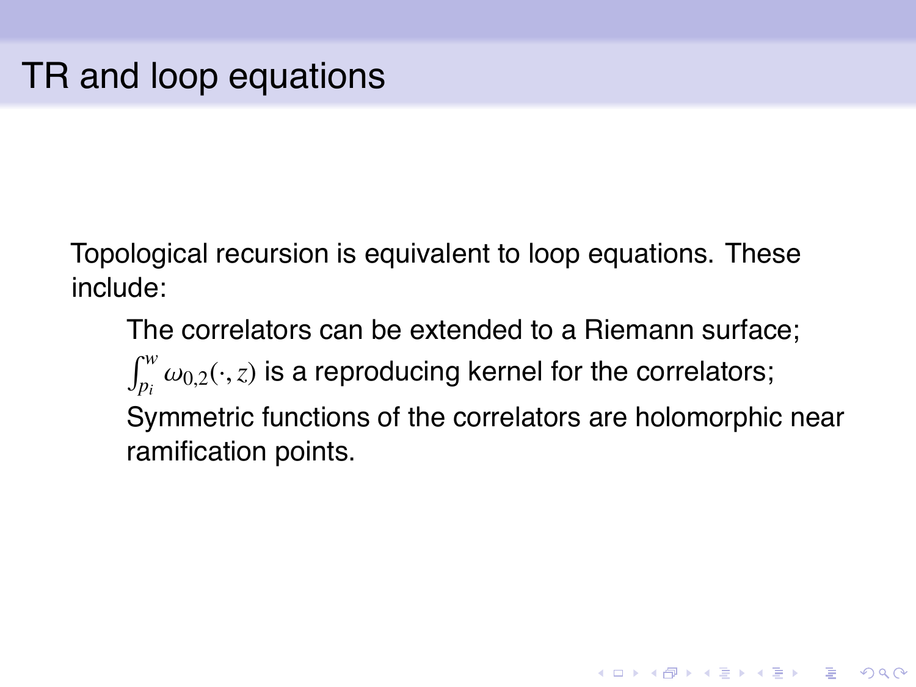# TR and loop equations

Topological recursion is equivalent to loop equations. These include:

- The correlators can be extended to a Riemann surface;
- $\int_{p_i}^{w} \omega_{0,2}(\cdot, z)$ is a reproducing kernel for the correlators;
- Symmetric functions of the correlators are holomorphic near ramification points.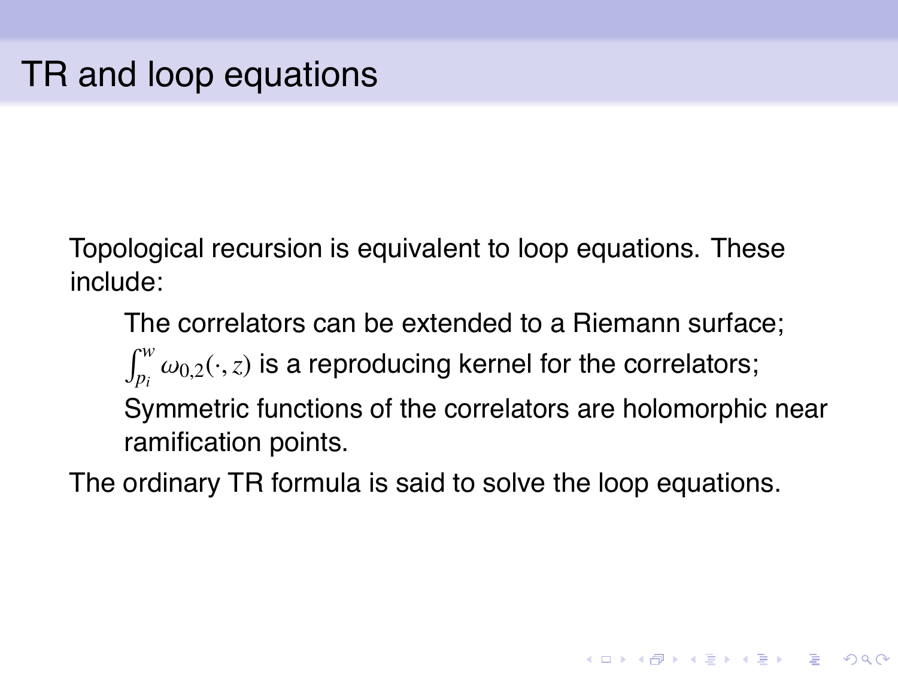# TR and loop equations

Topological recursion is equivalent to loop equations. These include:

- The correlators can be extended to a Riemann surface;
- $\int_{p_i}^{w} \omega_{0,2}(\cdot, z)$ is a reproducing kernel for the correlators;
- Symmetric functions of the correlators are holomorphic near ramification points.

The ordinary TR formula is said to solve the loop equations.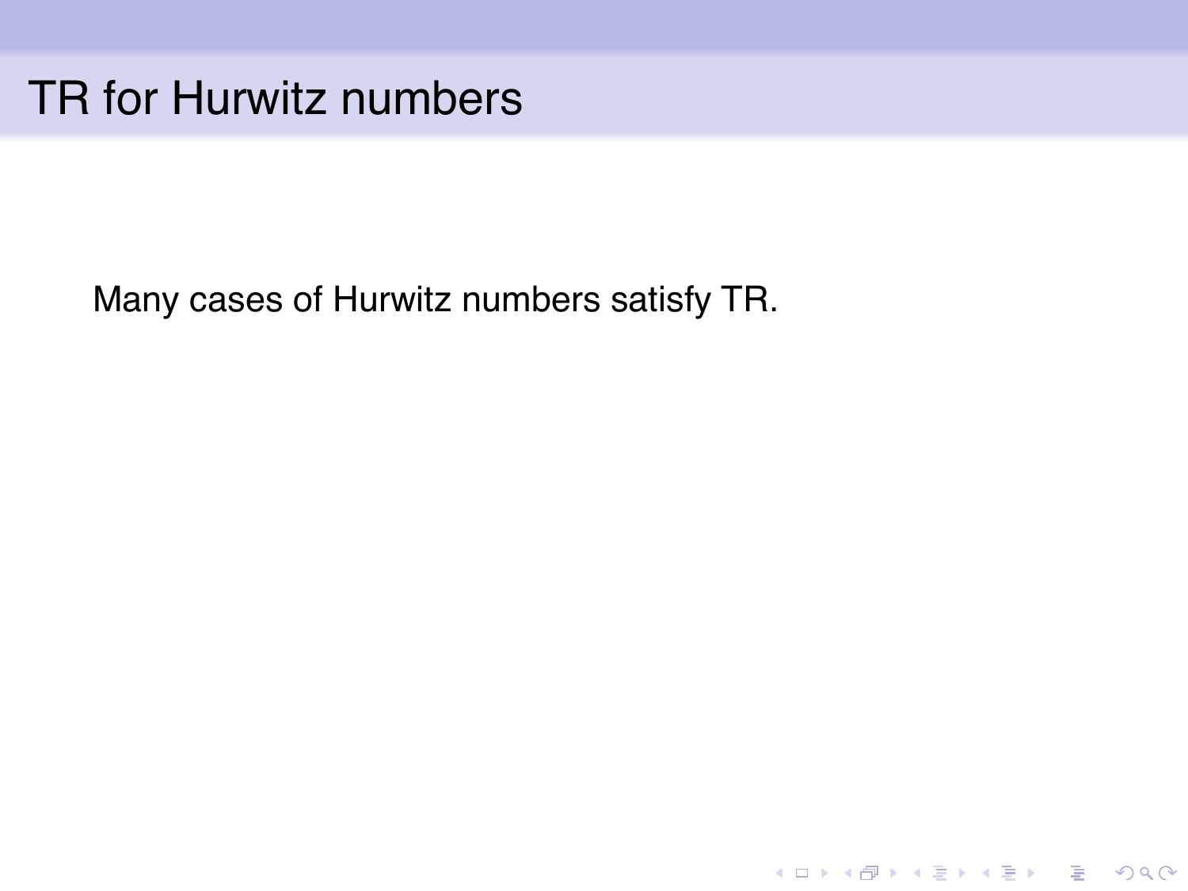# TR for Hurwitz numbers

Many cases of Hurwitz numbers satisfy TR.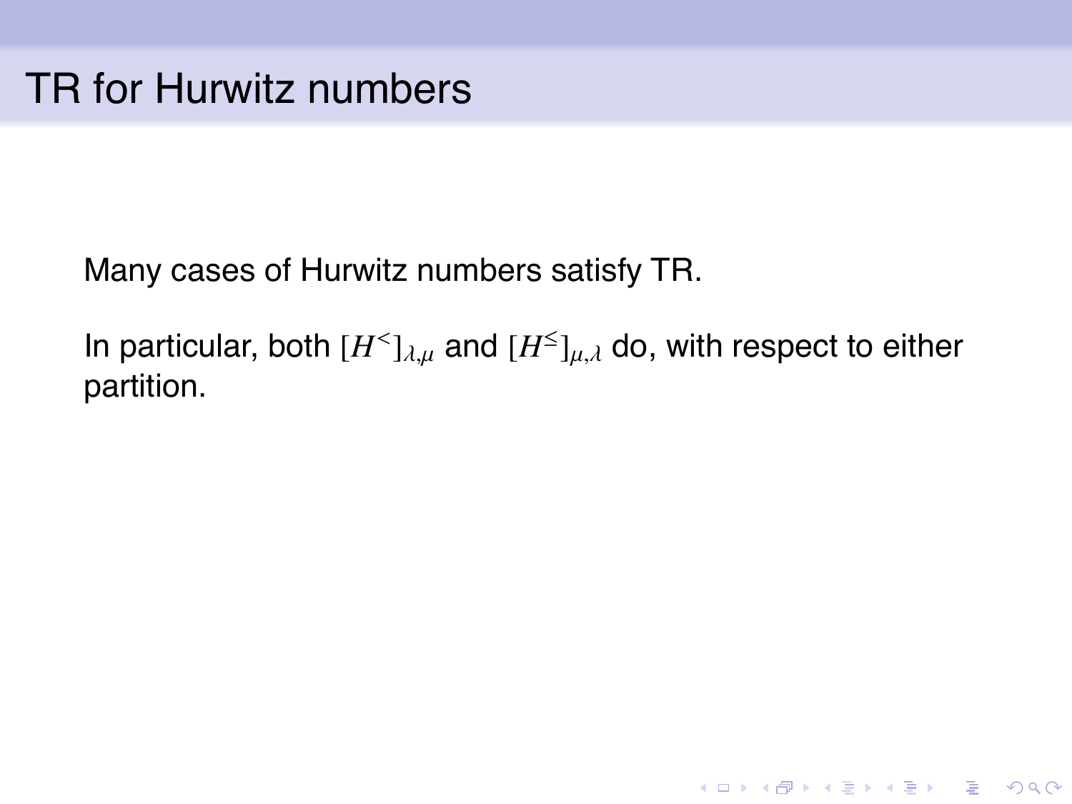# TR for Hurwitz numbers

Many cases of Hurwitz numbers satisfy TR.

In particular, both $[H^{<}]_{\lambda,\mu}$ and $[H^{\leq}]_{\mu,\lambda}$ do, with respect to either partition.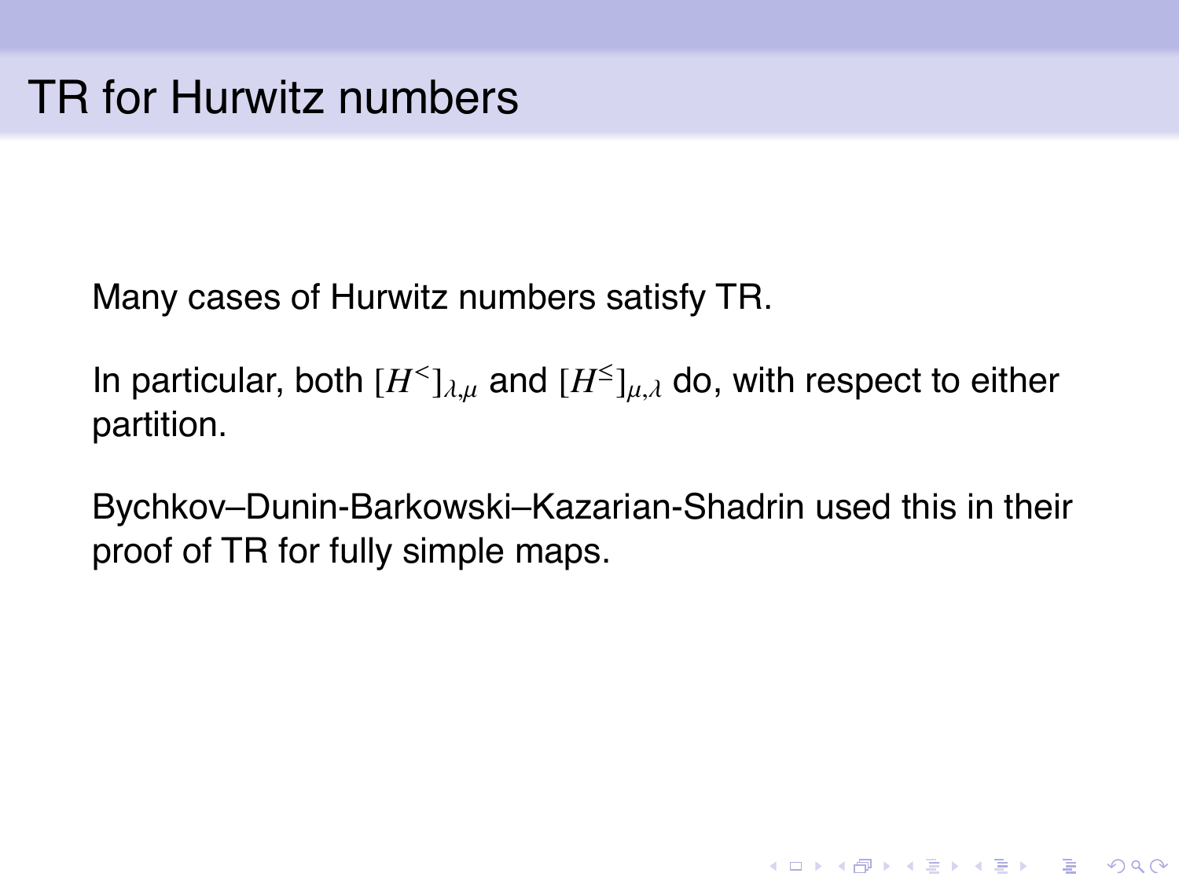# TR for Hurwitz numbers

Many cases of Hurwitz numbers satisfy TR.

In particular, both $[H^{<}]_{\lambda,\mu}$ and $[H^{\leq}]_{\mu,\lambda}$ do, with respect to either partition.

Bychkov–Dunin-Barkowski–Kazarian-Shadrin used this in their proof of TR for fully simple maps.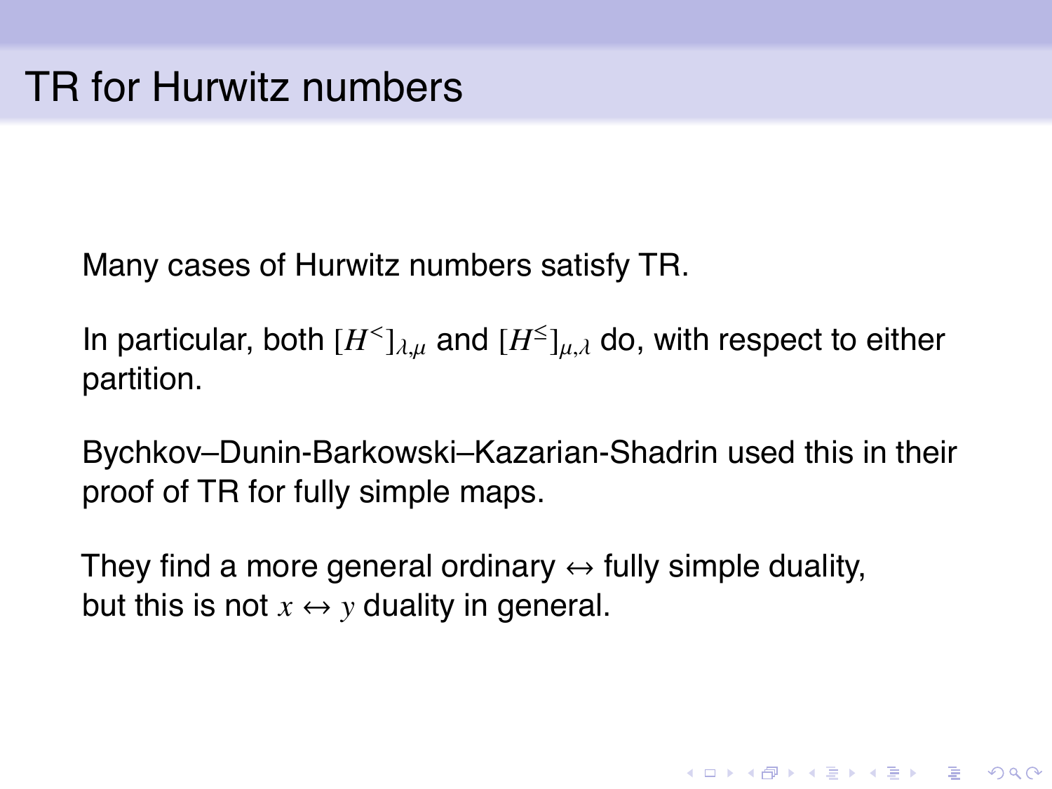# TR for Hurwitz numbers

Many cases of Hurwitz numbers satisfy TR.

In particular, both $[H^{<}]_{\lambda,\mu}$ and $[H^{\leq}]_{\mu,\lambda}$ do, with respect to either partition.

Bychkov–Dunin-Barkowski–Kazarian-Shadrin used this in their proof of TR for fully simple maps.

They find a more general ordinary $\leftrightarrow$ fully simple duality, but this is not $x \leftrightarrow y$ duality in general.